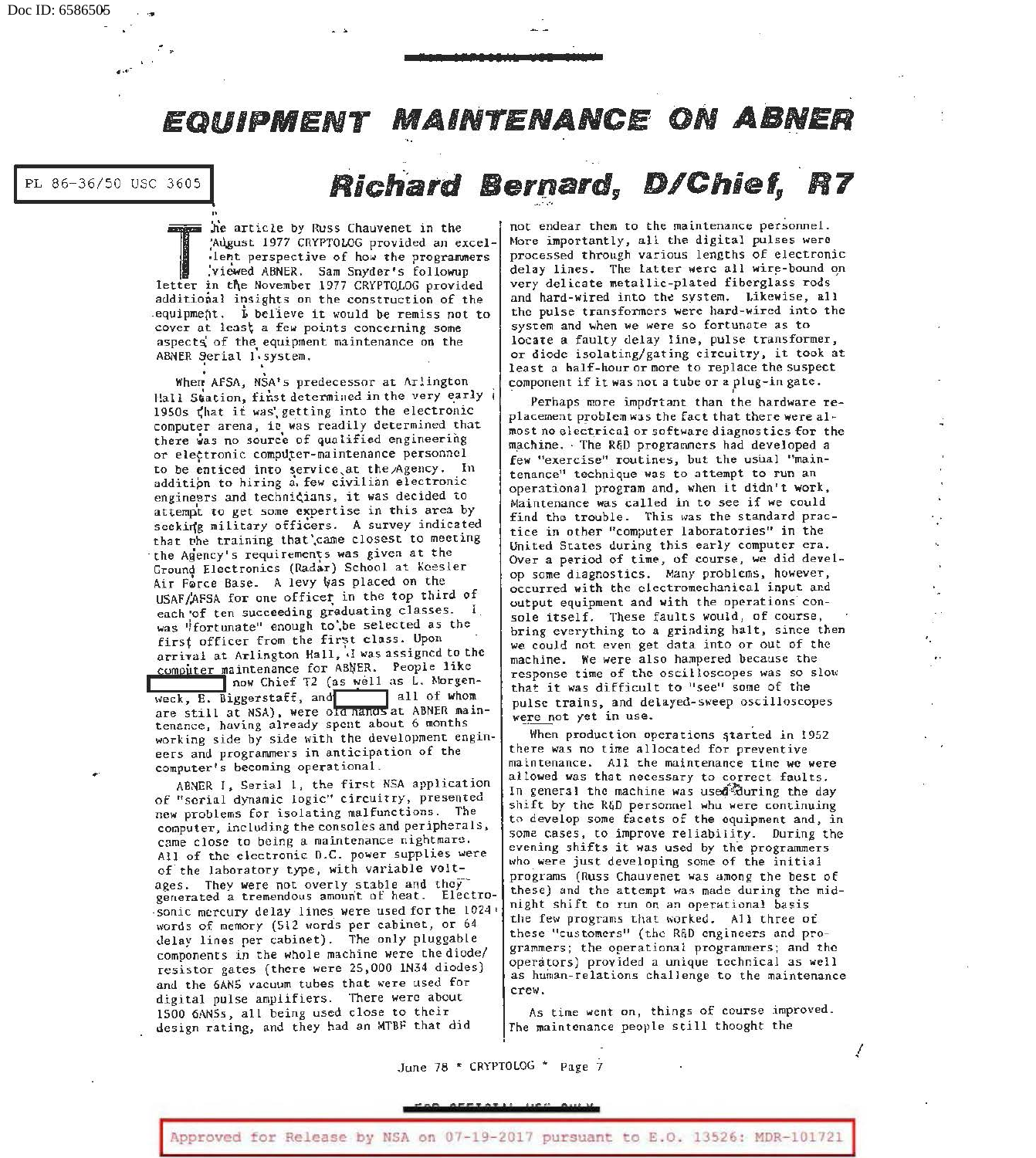# EQUIPMENT MAINTENANCE ON ABNER

PL 86-36/50 USC 3605

## Richard Bernard, D/Chief, R7

The article by Russ Chauvenet in the August 1977 CRYPTOLOG provided an excellent perspective of how the programmers viewed ABNER. Sam Snyder's followup letter in the November 1977 CRYPTOLOG provided additional insights on the construction of the equipment. I believe it would be remiss not to cover at least a few points concerning some aspects of the equipment maintenance on the ABNER Serial 1 system.

When AFSA, NSA's predecessor at Arlington Hall Station, first determined in the very early 1950s that it was getting into the electronic computer arena, it was readily determined that there was no source of qualified engineering or electronic computer-maintenance personnel to be enticed into service at the Agency. In addition to hiring a few civilian electronic engineers and technicians, it was decided to attempt to get some expertise in this area by seeking military officers. A survey indicated that the training that came closest to meeting the Agency's requirements was given at the Ground Electronics (Radar) School at Koesler Air Force Base. A levy was placed on the USAF/AFSA for one officer in the top third of each of ten succeeding graduating classes. I was "fortunate" enough to be selected as the first officer from the first class. Upon arrival at Arlington Hall, I was assigned to the computer maintenance for ABNER. People like [REDACTED] now Chief T2 (as well as L. Morgenweck, E. Biggerstaff, and [REDACTED] all of whom are still at NSA), were old hands at ABNER maintenance, having already spent about 6 months working side by side with the development engineers and programmers in anticipation of the computer's becoming operational.

ABNER I, Serial 1, the first NSA application of "serial dynamic logic" circuitry, presented new problems for isolating malfunctions. The computer, including the consoles and peripherals, came close to being a maintenance nightmare. All of the electronic D.C. power supplies were of the laboratory type, with variable voltages. They were not overly stable and they generated a tremendous amount of heat. Electrosonic mercury delay lines were used for the 1024 words of memory (512 words per cabinet, or 64 delay lines per cabinet). The only pluggable components in the whole machine were the diode/resistor gates (there were 25,000 1N34 diodes) and the 6AN5 vacuum tubes that were used for digital pulse amplifiers. There were about 1500 6AN5s, all being used close to their design rating, and they had an MTBF that did not endear them to the maintenance personnel. More importantly, all the digital pulses were processed through various lengths of electronic delay lines. The latter were all wire-bound on very delicate metallic-plated fiberglass rods and hard-wired into the system. Likewise, all the pulse transformers were hard-wired into the system and when we were so fortunate as to locate a faulty delay line, pulse transformer, or diode isolating/gating circuitry, it took at least a half-hour or more to replace the suspect component if it was not a tube or a plug-in gate.

Perhaps more important than the hardware replacement problem was the fact that there were almost no electrical or software diagnostics for the machine. The R&D programmers had developed a few "exercise" routines, but the usual "maintenance" technique was to attempt to run an operational program and, when it didn't work, Maintenance was called in to see if we could find the trouble. This was the standard practice in other "computer laboratories" in the United States during this early computer era. Over a period of time, of course, we did develop some diagnostics. Many problems, however, occurred with the electromechanical input and output equipment and with the operations console itself. These faults would, of course, bring everything to a grinding halt, since then we could not even get data into or out of the machine. We were also hampered because the response time of the oscilloscopes was so slow that it was difficult to "see" some of the pulse trains, and delayed-sweep oscilloscopes were not yet in use.

When production operations started in 1952 there was no time allocated for preventive maintenance. All the maintenance time we were allowed was that necessary to correct faults. In general the machine was used during the day shift by the R&D personnel who were continuing to develop some facets of the equipment and, in some cases, to improve reliability. During the evening shifts it was used by the programmers who were just developing some of the initial programs (Russ Chauvenet was among the best of these) and the attempt was made during the midnight shift to run on an operational basis the few programs that worked. All three of these "customers" (the R&D engineers and programmers; the operational programmers; and the operators) provided a unique technical as well as human-relations challenge to the maintenance crew.

As time went on, things of course improved. The maintenance people still thought the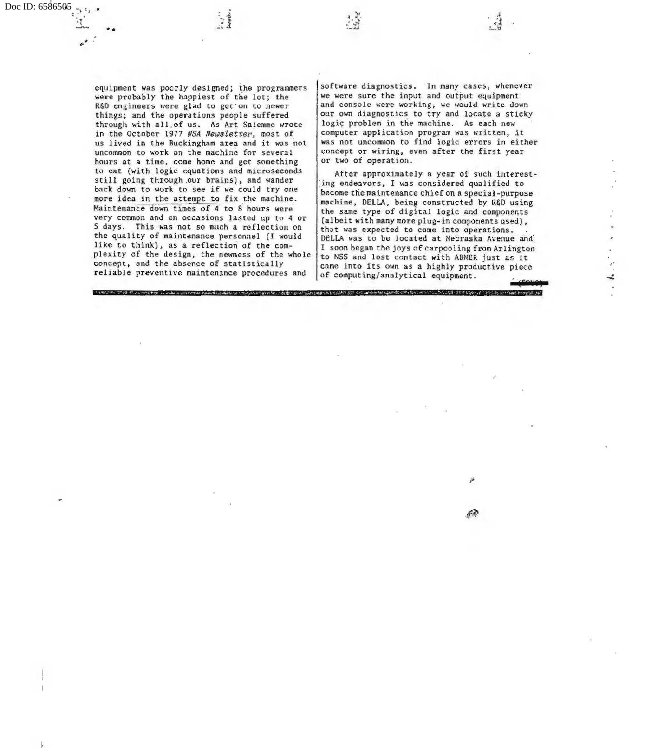equipment was poorly designed; the programmers were probably the happiest of the lot; the R&D engineers were glad to get on to newer things; and the operations people suffered through with all of us. As Art Salemme wrote in the October 1977 *NSA Newsletter*, most of us lived in the Buckingham area and it was not uncommon to work on the machine for several hours at a time, come home and get something to eat (with logic equations and microseconds still going through our brains), and wander back down to work to see if we could try one more idea in the attempt to fix the machine. Maintenance down times of 4 to 8 hours were very common and on occasions lasted up to 4 or 5 days. This was not so much a reflection on the quality of maintenance personnel (I would like to think), as a reflection of the complexity of the design, the newness of the whole concept, and the absence of statistically reliable preventive maintenance procedures and software diagnostics. In many cases, whenever we were sure the input and output equipment and console were working, we would write down our own diagnostics to try and locate a sticky logic problem in the machine. As each new computer application program was written, it was not uncommon to find logic errors in either concept or wiring, even after the first year or two of operation.

After approximately a year of such interesting endeavors, I was considered qualified to become the maintenance chief on a special-purpose machine, DELLA, being constructed by R&D using the same type of digital logic and components (albeit with many more plug-in components used), that was expected to come into operations. DELLA was to be located at Nebraska Avenue and I soon began the joys of carpooling from Arlington to NSS and lost contact with ABNER just as it came into its own as a highly productive piece of computing/analytical equipment. (FOUO)